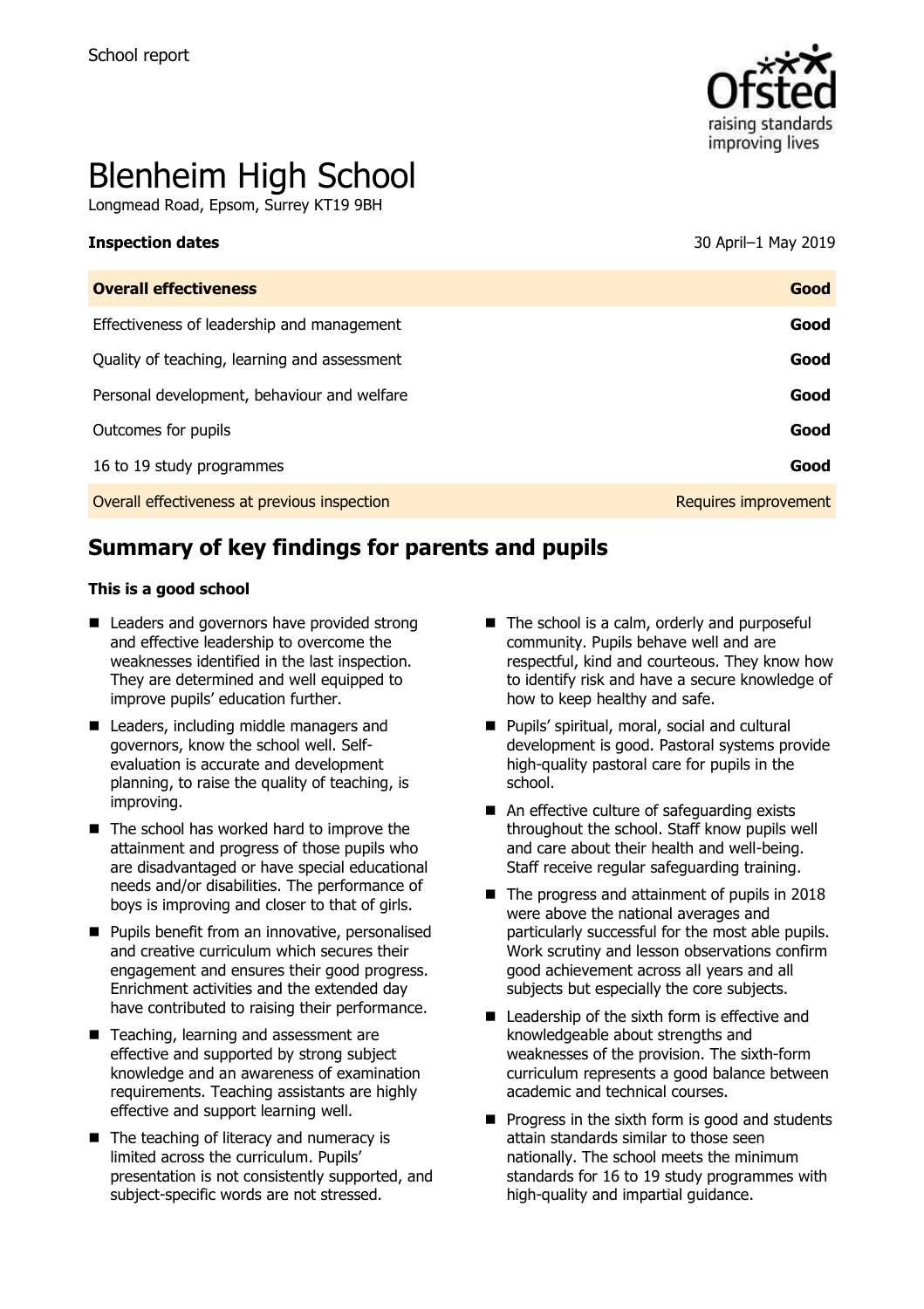School report

# Blenheim High School

Longmead Road, Epsom, Surrey KT19 9BH

| **Inspection dates** | 30 April–1 May 2019 |
| --- | --- |
| **Overall effectiveness** | **Good** |
| Effectiveness of leadership and management | **Good** |
| Quality of teaching, learning and assessment | **Good** |
| Personal development, behaviour and welfare | **Good** |
| Outcomes for pupils | **Good** |
| 16 to 19 study programmes | **Good** |
| Overall effectiveness at previous inspection | Requires improvement |

## Summary of key findings for parents and pupils

**This is a good school**

- Leaders and governors have provided strong and effective leadership to overcome the weaknesses identified in the last inspection. They are determined and well equipped to improve pupils' education further.
- Leaders, including middle managers and governors, know the school well. Self-evaluation is accurate and development planning, to raise the quality of teaching, is improving.
- The school has worked hard to improve the attainment and progress of those pupils who are disadvantaged or have special educational needs and/or disabilities. The performance of boys is improving and closer to that of girls.
- Pupils benefit from an innovative, personalised and creative curriculum which secures their engagement and ensures their good progress. Enrichment activities and the extended day have contributed to raising their performance.
- Teaching, learning and assessment are effective and supported by strong subject knowledge and an awareness of examination requirements. Teaching assistants are highly effective and support learning well.
- The teaching of literacy and numeracy is limited across the curriculum. Pupils' presentation is not consistently supported, and subject-specific words are not stressed.
- The school is a calm, orderly and purposeful community. Pupils behave well and are respectful, kind and courteous. They know how to identify risk and have a secure knowledge of how to keep healthy and safe.
- Pupils' spiritual, moral, social and cultural development is good. Pastoral systems provide high-quality pastoral care for pupils in the school.
- An effective culture of safeguarding exists throughout the school. Staff know pupils well and care about their health and well-being. Staff receive regular safeguarding training.
- The progress and attainment of pupils in 2018 were above the national averages and particularly successful for the most able pupils. Work scrutiny and lesson observations confirm good achievement across all years and all subjects but especially the core subjects.
- Leadership of the sixth form is effective and knowledgeable about strengths and weaknesses of the provision. The sixth-form curriculum represents a good balance between academic and technical courses.
- Progress in the sixth form is good and students attain standards similar to those seen nationally. The school meets the minimum standards for 16 to 19 study programmes with high-quality and impartial guidance.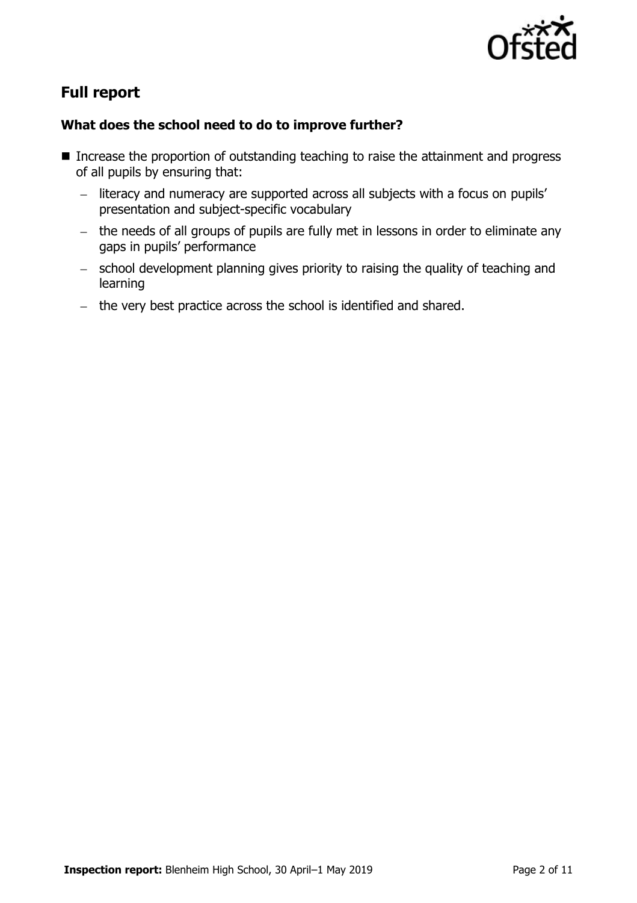## Full report

### What does the school need to do to improve further?

- Increase the proportion of outstanding teaching to raise the attainment and progress of all pupils by ensuring that:
  - literacy and numeracy are supported across all subjects with a focus on pupils' presentation and subject-specific vocabulary
  - the needs of all groups of pupils are fully met in lessons in order to eliminate any gaps in pupils' performance
  - school development planning gives priority to raising the quality of teaching and learning
  - the very best practice across the school is identified and shared.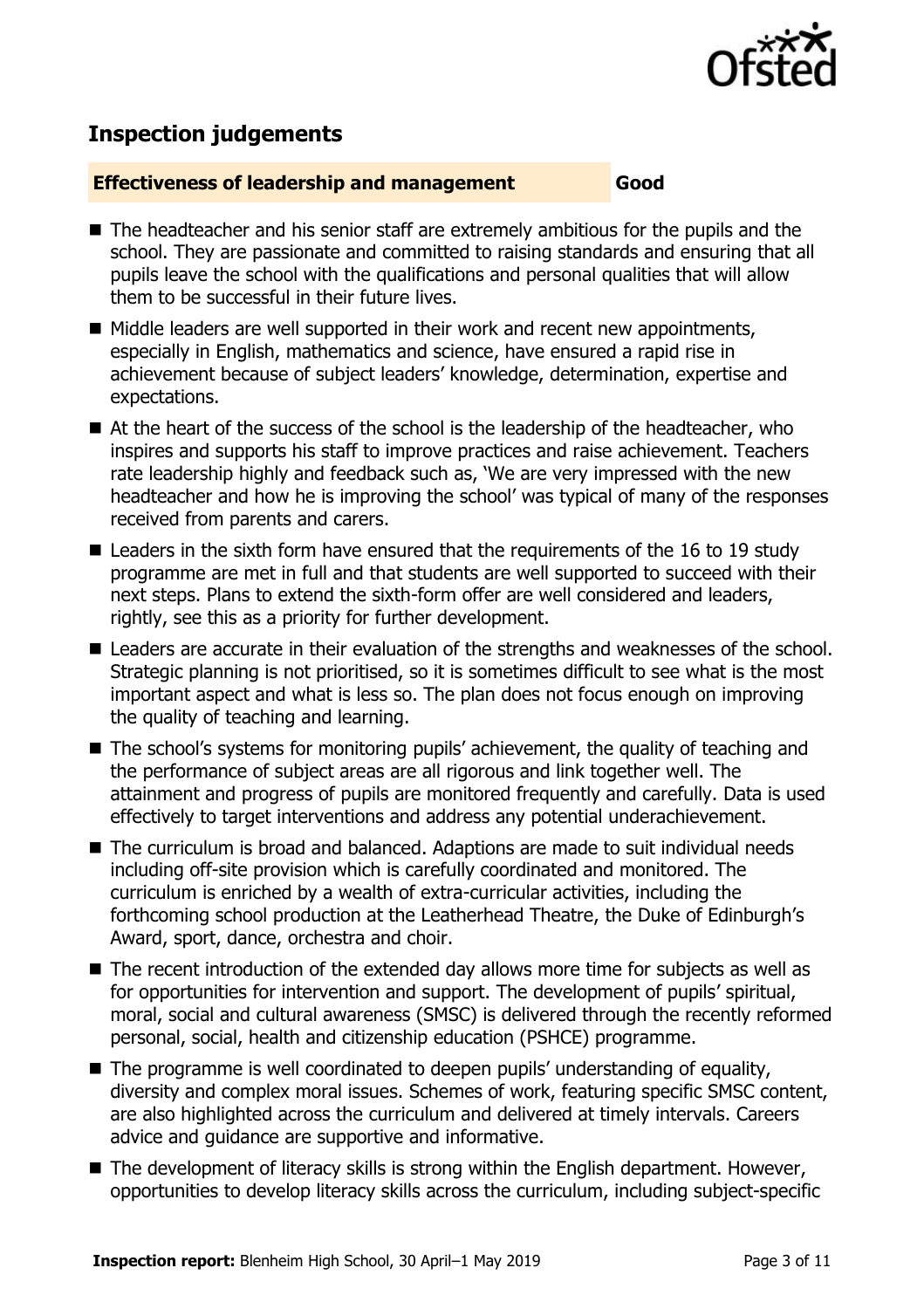## Inspection judgements

**Effectiveness of leadership and management** **Good**

- The headteacher and his senior staff are extremely ambitious for the pupils and the school. They are passionate and committed to raising standards and ensuring that all pupils leave the school with the qualifications and personal qualities that will allow them to be successful in their future lives.
- Middle leaders are well supported in their work and recent new appointments, especially in English, mathematics and science, have ensured a rapid rise in achievement because of subject leaders' knowledge, determination, expertise and expectations.
- At the heart of the success of the school is the leadership of the headteacher, who inspires and supports his staff to improve practices and raise achievement. Teachers rate leadership highly and feedback such as, 'We are very impressed with the new headteacher and how he is improving the school' was typical of many of the responses received from parents and carers.
- Leaders in the sixth form have ensured that the requirements of the 16 to 19 study programme are met in full and that students are well supported to succeed with their next steps. Plans to extend the sixth-form offer are well considered and leaders, rightly, see this as a priority for further development.
- Leaders are accurate in their evaluation of the strengths and weaknesses of the school. Strategic planning is not prioritised, so it is sometimes difficult to see what is the most important aspect and what is less so. The plan does not focus enough on improving the quality of teaching and learning.
- The school's systems for monitoring pupils' achievement, the quality of teaching and the performance of subject areas are all rigorous and link together well. The attainment and progress of pupils are monitored frequently and carefully. Data is used effectively to target interventions and address any potential underachievement.
- The curriculum is broad and balanced. Adaptions are made to suit individual needs including off-site provision which is carefully coordinated and monitored. The curriculum is enriched by a wealth of extra-curricular activities, including the forthcoming school production at the Leatherhead Theatre, the Duke of Edinburgh's Award, sport, dance, orchestra and choir.
- The recent introduction of the extended day allows more time for subjects as well as for opportunities for intervention and support. The development of pupils' spiritual, moral, social and cultural awareness (SMSC) is delivered through the recently reformed personal, social, health and citizenship education (PSHCE) programme.
- The programme is well coordinated to deepen pupils' understanding of equality, diversity and complex moral issues. Schemes of work, featuring specific SMSC content, are also highlighted across the curriculum and delivered at timely intervals. Careers advice and guidance are supportive and informative.
- The development of literacy skills is strong within the English department. However, opportunities to develop literacy skills across the curriculum, including subject-specific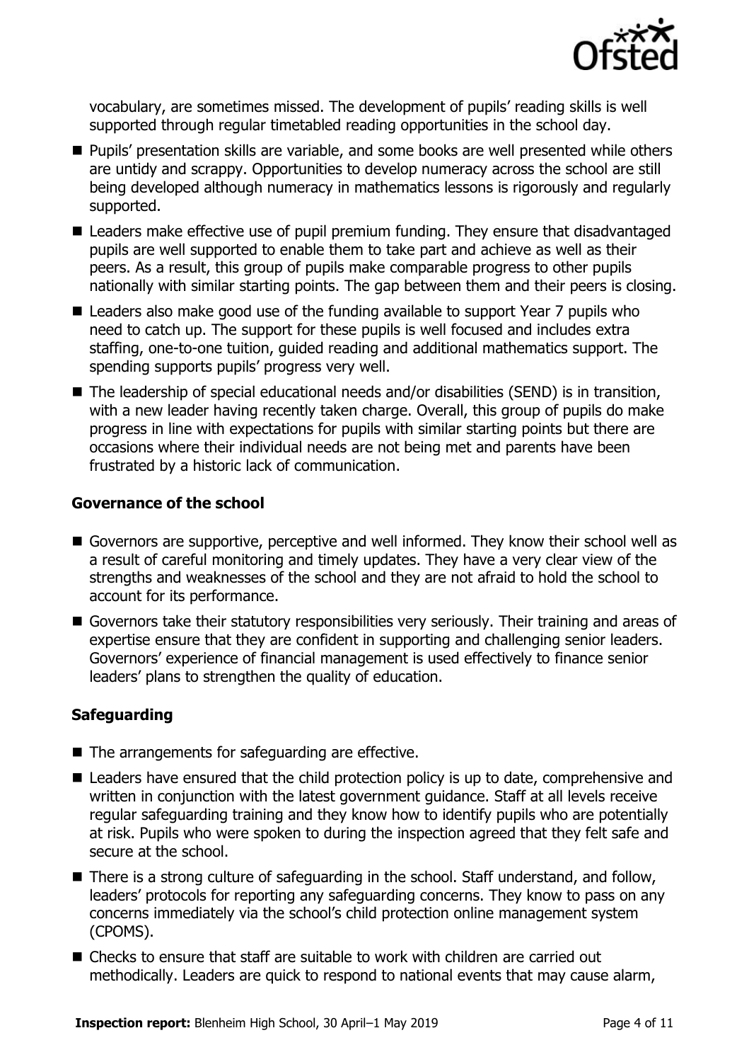vocabulary, are sometimes missed. The development of pupils' reading skills is well supported through regular timetabled reading opportunities in the school day.

- Pupils' presentation skills are variable, and some books are well presented while others are untidy and scrappy. Opportunities to develop numeracy across the school are still being developed although numeracy in mathematics lessons is rigorously and regularly supported.
- Leaders make effective use of pupil premium funding. They ensure that disadvantaged pupils are well supported to enable them to take part and achieve as well as their peers. As a result, this group of pupils make comparable progress to other pupils nationally with similar starting points. The gap between them and their peers is closing.
- Leaders also make good use of the funding available to support Year 7 pupils who need to catch up. The support for these pupils is well focused and includes extra staffing, one-to-one tuition, guided reading and additional mathematics support. The spending supports pupils' progress very well.
- The leadership of special educational needs and/or disabilities (SEND) is in transition, with a new leader having recently taken charge. Overall, this group of pupils do make progress in line with expectations for pupils with similar starting points but there are occasions where their individual needs are not being met and parents have been frustrated by a historic lack of communication.

### Governance of the school

- Governors are supportive, perceptive and well informed. They know their school well as a result of careful monitoring and timely updates. They have a very clear view of the strengths and weaknesses of the school and they are not afraid to hold the school to account for its performance.
- Governors take their statutory responsibilities very seriously. Their training and areas of expertise ensure that they are confident in supporting and challenging senior leaders. Governors' experience of financial management is used effectively to finance senior leaders' plans to strengthen the quality of education.

### Safeguarding

- The arrangements for safeguarding are effective.
- Leaders have ensured that the child protection policy is up to date, comprehensive and written in conjunction with the latest government guidance. Staff at all levels receive regular safeguarding training and they know how to identify pupils who are potentially at risk. Pupils who were spoken to during the inspection agreed that they felt safe and secure at the school.
- There is a strong culture of safeguarding in the school. Staff understand, and follow, leaders' protocols for reporting any safeguarding concerns. They know to pass on any concerns immediately via the school's child protection online management system (CPOMS).
- Checks to ensure that staff are suitable to work with children are carried out methodically. Leaders are quick to respond to national events that may cause alarm,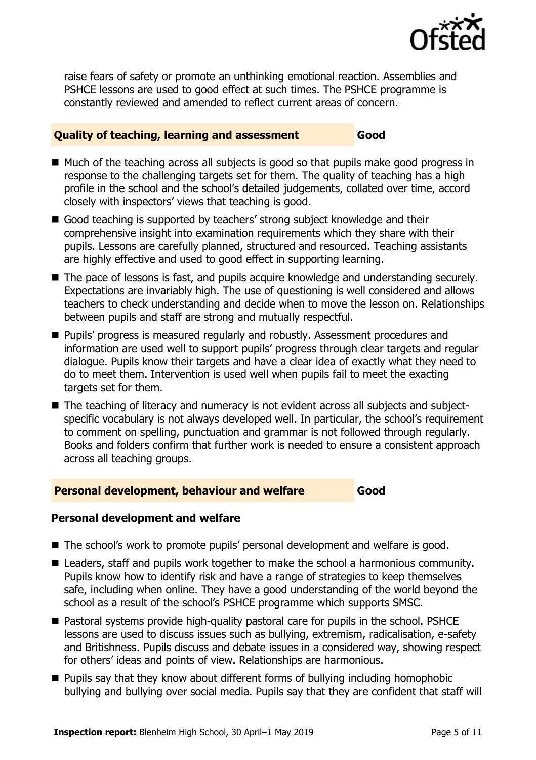raise fears of safety or promote an unthinking emotional reaction. Assemblies and PSHCE lessons are used to good effect at such times. The PSHCE programme is constantly reviewed and amended to reflect current areas of concern.

## Quality of teaching, learning and assessment — Good

- Much of the teaching across all subjects is good so that pupils make good progress in response to the challenging targets set for them. The quality of teaching has a high profile in the school and the school's detailed judgements, collated over time, accord closely with inspectors' views that teaching is good.
- Good teaching is supported by teachers' strong subject knowledge and their comprehensive insight into examination requirements which they share with their pupils. Lessons are carefully planned, structured and resourced. Teaching assistants are highly effective and used to good effect in supporting learning.
- The pace of lessons is fast, and pupils acquire knowledge and understanding securely. Expectations are invariably high. The use of questioning is well considered and allows teachers to check understanding and decide when to move the lesson on. Relationships between pupils and staff are strong and mutually respectful.
- Pupils' progress is measured regularly and robustly. Assessment procedures and information are used well to support pupils' progress through clear targets and regular dialogue. Pupils know their targets and have a clear idea of exactly what they need to do to meet them. Intervention is used well when pupils fail to meet the exacting targets set for them.
- The teaching of literacy and numeracy is not evident across all subjects and subject-specific vocabulary is not always developed well. In particular, the school's requirement to comment on spelling, punctuation and grammar is not followed through regularly. Books and folders confirm that further work is needed to ensure a consistent approach across all teaching groups.

## Personal development, behaviour and welfare — Good

### Personal development and welfare

- The school's work to promote pupils' personal development and welfare is good.
- Leaders, staff and pupils work together to make the school a harmonious community. Pupils know how to identify risk and have a range of strategies to keep themselves safe, including when online. They have a good understanding of the world beyond the school as a result of the school's PSHCE programme which supports SMSC.
- Pastoral systems provide high-quality pastoral care for pupils in the school. PSHCE lessons are used to discuss issues such as bullying, extremism, radicalisation, e-safety and Britishness. Pupils discuss and debate issues in a considered way, showing respect for others' ideas and points of view. Relationships are harmonious.
- Pupils say that they know about different forms of bullying including homophobic bullying and bullying over social media. Pupils say that they are confident that staff will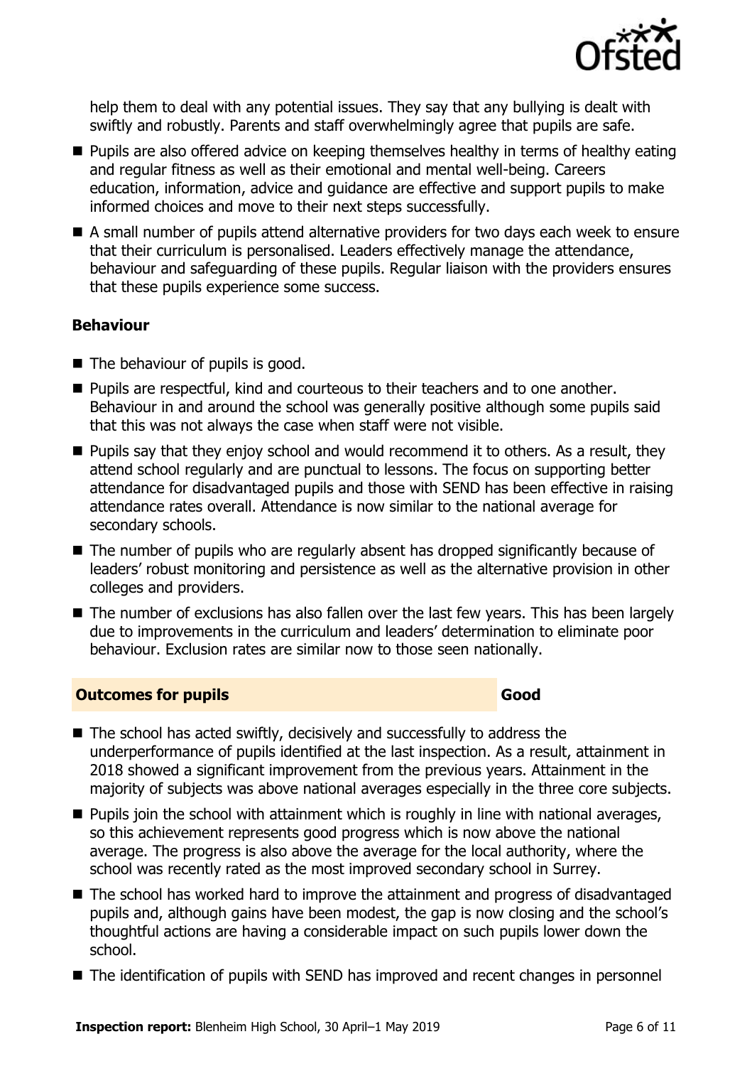help them to deal with any potential issues. They say that any bullying is dealt with swiftly and robustly. Parents and staff overwhelmingly agree that pupils are safe.

- Pupils are also offered advice on keeping themselves healthy in terms of healthy eating and regular fitness as well as their emotional and mental well-being. Careers education, information, advice and guidance are effective and support pupils to make informed choices and move to their next steps successfully.
- A small number of pupils attend alternative providers for two days each week to ensure that their curriculum is personalised. Leaders effectively manage the attendance, behaviour and safeguarding of these pupils. Regular liaison with the providers ensures that these pupils experience some success.

**Behaviour**

- The behaviour of pupils is good.
- Pupils are respectful, kind and courteous to their teachers and to one another. Behaviour in and around the school was generally positive although some pupils said that this was not always the case when staff were not visible.
- Pupils say that they enjoy school and would recommend it to others. As a result, they attend school regularly and are punctual to lessons. The focus on supporting better attendance for disadvantaged pupils and those with SEND has been effective in raising attendance rates overall. Attendance is now similar to the national average for secondary schools.
- The number of pupils who are regularly absent has dropped significantly because of leaders' robust monitoring and persistence as well as the alternative provision in other colleges and providers.
- The number of exclusions has also fallen over the last few years. This has been largely due to improvements in the curriculum and leaders' determination to eliminate poor behaviour. Exclusion rates are similar now to those seen nationally.

## Outcomes for pupils — Good

- The school has acted swiftly, decisively and successfully to address the underperformance of pupils identified at the last inspection. As a result, attainment in 2018 showed a significant improvement from the previous years. Attainment in the majority of subjects was above national averages especially in the three core subjects.
- Pupils join the school with attainment which is roughly in line with national averages, so this achievement represents good progress which is now above the national average. The progress is also above the average for the local authority, where the school was recently rated as the most improved secondary school in Surrey.
- The school has worked hard to improve the attainment and progress of disadvantaged pupils and, although gains have been modest, the gap is now closing and the school's thoughtful actions are having a considerable impact on such pupils lower down the school.
- The identification of pupils with SEND has improved and recent changes in personnel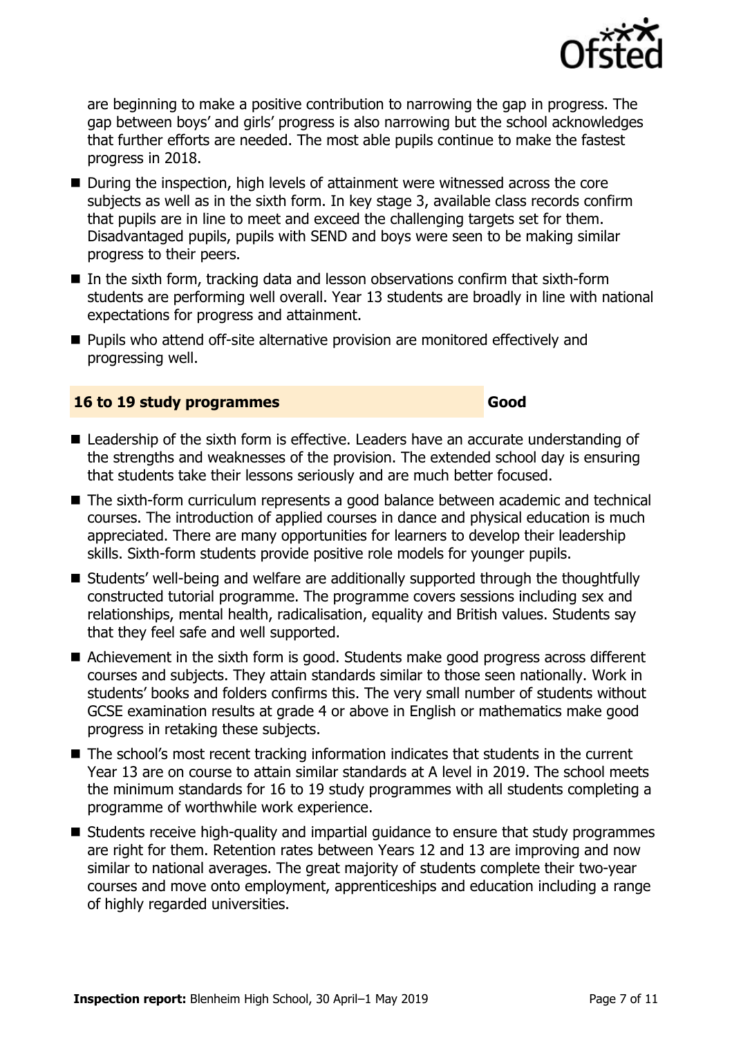are beginning to make a positive contribution to narrowing the gap in progress. The gap between boys' and girls' progress is also narrowing but the school acknowledges that further efforts are needed. The most able pupils continue to make the fastest progress in 2018.

- During the inspection, high levels of attainment were witnessed across the core subjects as well as in the sixth form. In key stage 3, available class records confirm that pupils are in line to meet and exceed the challenging targets set for them. Disadvantaged pupils, pupils with SEND and boys were seen to be making similar progress to their peers.
- In the sixth form, tracking data and lesson observations confirm that sixth-form students are performing well overall. Year 13 students are broadly in line with national expectations for progress and attainment.
- Pupils who attend off-site alternative provision are monitored effectively and progressing well.

## 16 to 19 study programmes — Good

- Leadership of the sixth form is effective. Leaders have an accurate understanding of the strengths and weaknesses of the provision. The extended school day is ensuring that students take their lessons seriously and are much better focused.
- The sixth-form curriculum represents a good balance between academic and technical courses. The introduction of applied courses in dance and physical education is much appreciated. There are many opportunities for learners to develop their leadership skills. Sixth-form students provide positive role models for younger pupils.
- Students' well-being and welfare are additionally supported through the thoughtfully constructed tutorial programme. The programme covers sessions including sex and relationships, mental health, radicalisation, equality and British values. Students say that they feel safe and well supported.
- Achievement in the sixth form is good. Students make good progress across different courses and subjects. They attain standards similar to those seen nationally. Work in students' books and folders confirms this. The very small number of students without GCSE examination results at grade 4 or above in English or mathematics make good progress in retaking these subjects.
- The school's most recent tracking information indicates that students in the current Year 13 are on course to attain similar standards at A level in 2019. The school meets the minimum standards for 16 to 19 study programmes with all students completing a programme of worthwhile work experience.
- Students receive high-quality and impartial guidance to ensure that study programmes are right for them. Retention rates between Years 12 and 13 are improving and now similar to national averages. The great majority of students complete their two-year courses and move onto employment, apprenticeships and education including a range of highly regarded universities.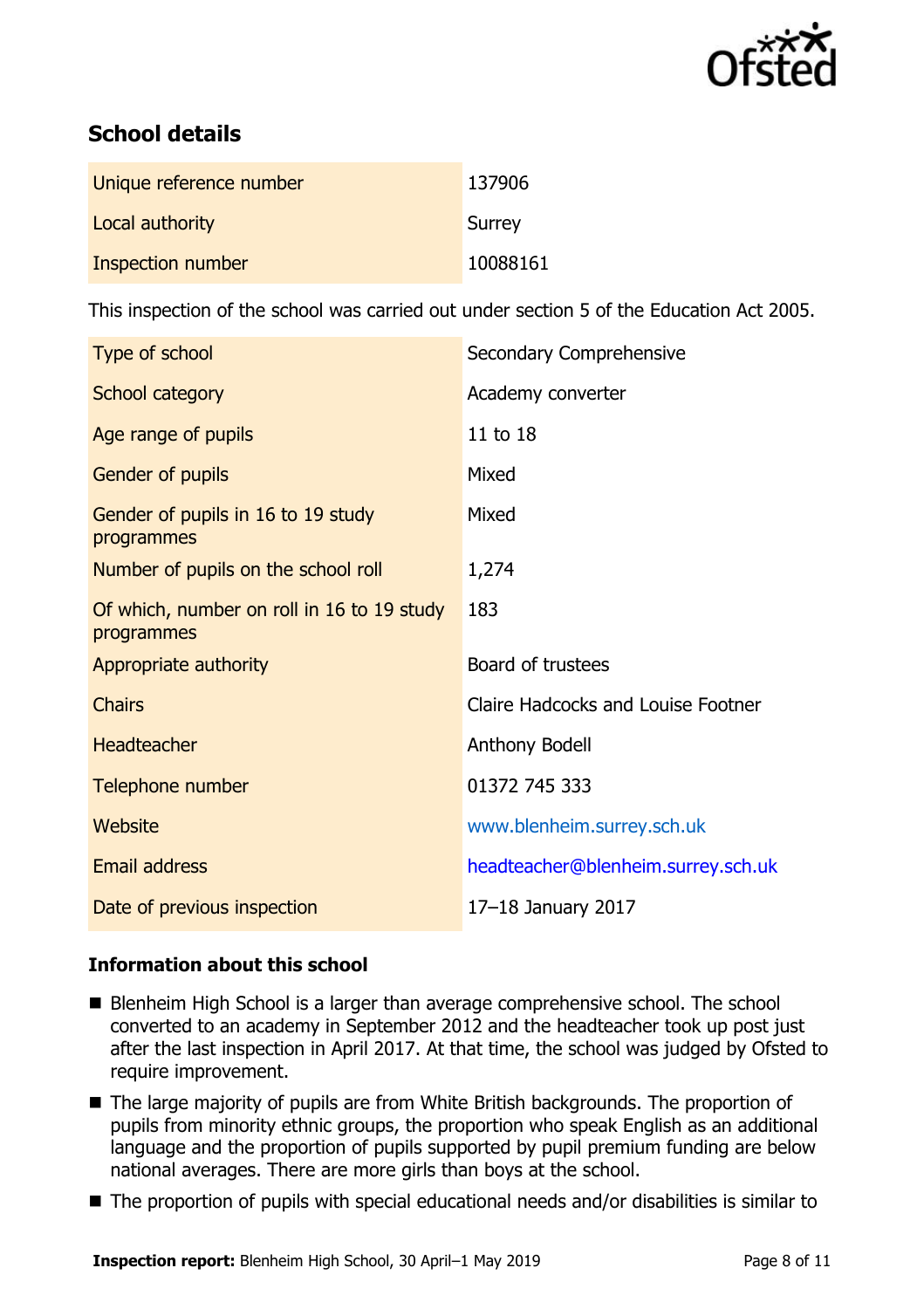## School details

| | |
|---|---|
| Unique reference number | 137906 |
| Local authority | Surrey |
| Inspection number | 10088161 |

This inspection of the school was carried out under section 5 of the Education Act 2005.

| | |
|---|---|
| Type of school | Secondary Comprehensive |
| School category | Academy converter |
| Age range of pupils | 11 to 18 |
| Gender of pupils | Mixed |
| Gender of pupils in 16 to 19 study programmes | Mixed |
| Number of pupils on the school roll | 1,274 |
| Of which, number on roll in 16 to 19 study programmes | 183 |
| Appropriate authority | Board of trustees |
| Chairs | Claire Hadcocks and Louise Footner |
| Headteacher | Anthony Bodell |
| Telephone number | 01372 745 333 |
| Website | www.blenheim.surrey.sch.uk |
| Email address | headteacher@blenheim.surrey.sch.uk |
| Date of previous inspection | 17–18 January 2017 |

### Information about this school

- Blenheim High School is a larger than average comprehensive school. The school converted to an academy in September 2012 and the headteacher took up post just after the last inspection in April 2017. At that time, the school was judged by Ofsted to require improvement.
- The large majority of pupils are from White British backgrounds. The proportion of pupils from minority ethnic groups, the proportion who speak English as an additional language and the proportion of pupils supported by pupil premium funding are below national averages. There are more girls than boys at the school.
- The proportion of pupils with special educational needs and/or disabilities is similar to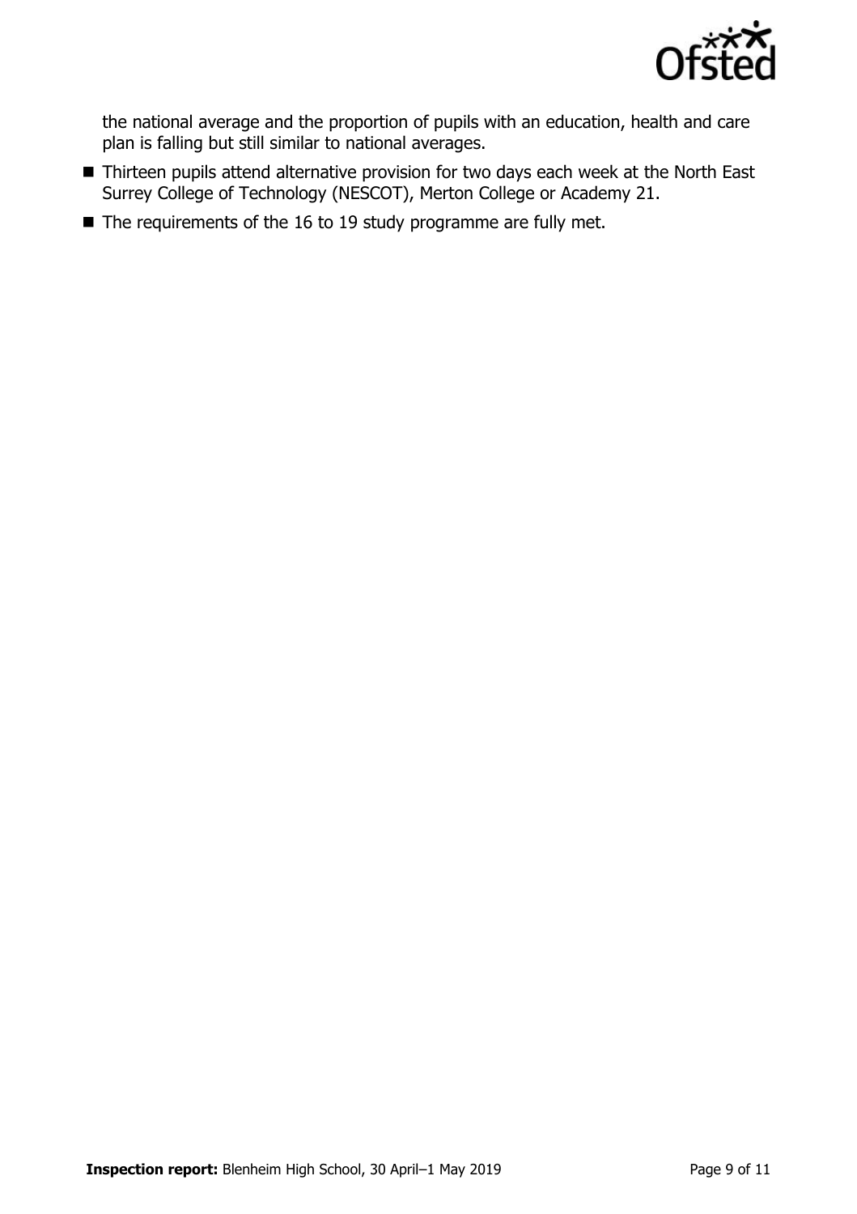the national average and the proportion of pupils with an education, health and care plan is falling but still similar to national averages.

- Thirteen pupils attend alternative provision for two days each week at the North East Surrey College of Technology (NESCOT), Merton College or Academy 21.
- The requirements of the 16 to 19 study programme are fully met.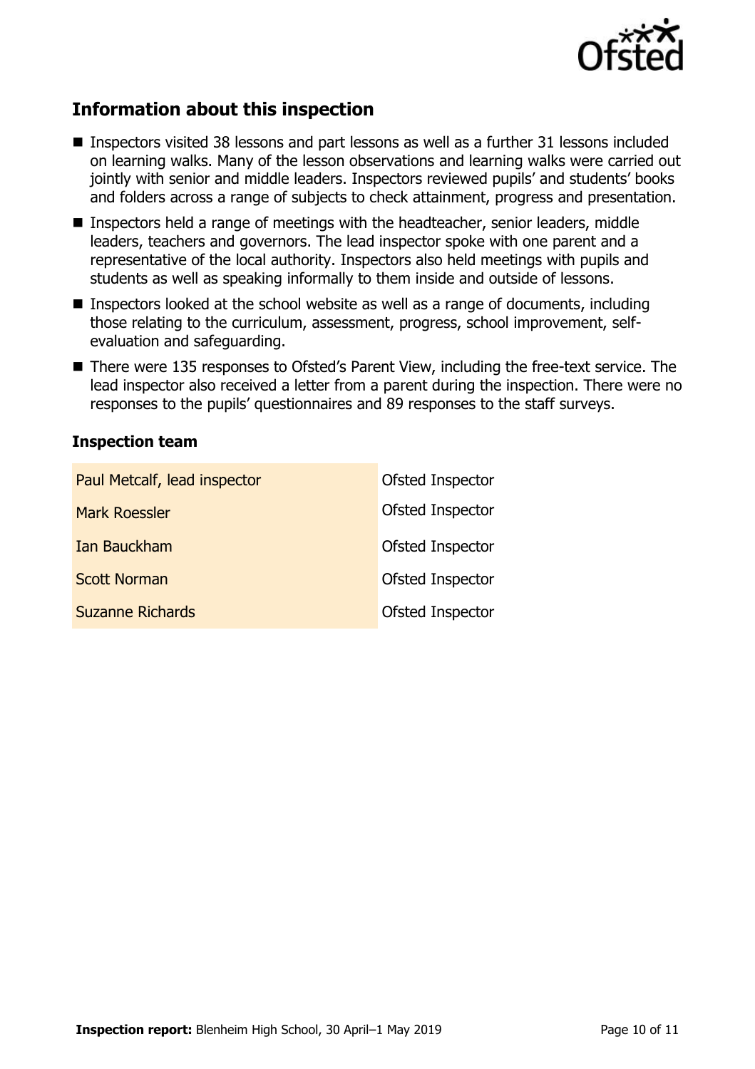## Information about this inspection

- Inspectors visited 38 lessons and part lessons as well as a further 31 lessons included on learning walks. Many of the lesson observations and learning walks were carried out jointly with senior and middle leaders. Inspectors reviewed pupils' and students' books and folders across a range of subjects to check attainment, progress and presentation.
- Inspectors held a range of meetings with the headteacher, senior leaders, middle leaders, teachers and governors. The lead inspector spoke with one parent and a representative of the local authority. Inspectors also held meetings with pupils and students as well as speaking informally to them inside and outside of lessons.
- Inspectors looked at the school website as well as a range of documents, including those relating to the curriculum, assessment, progress, school improvement, self-evaluation and safeguarding.
- There were 135 responses to Ofsted's Parent View, including the free-text service. The lead inspector also received a letter from a parent during the inspection. There were no responses to the pupils' questionnaires and 89 responses to the staff surveys.

### Inspection team

| | |
|---|---|
| Paul Metcalf, lead inspector | Ofsted Inspector |
| Mark Roessler | Ofsted Inspector |
| Ian Bauckham | Ofsted Inspector |
| Scott Norman | Ofsted Inspector |
| Suzanne Richards | Ofsted Inspector |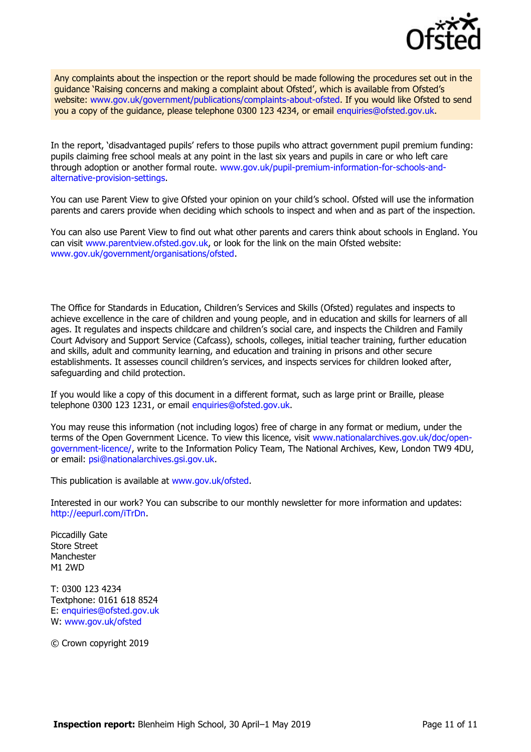Any complaints about the inspection or the report should be made following the procedures set out in the guidance 'Raising concerns and making a complaint about Ofsted', which is available from Ofsted's website: www.gov.uk/government/publications/complaints-about-ofsted. If you would like Ofsted to send you a copy of the guidance, please telephone 0300 123 4234, or email enquiries@ofsted.gov.uk.

In the report, 'disadvantaged pupils' refers to those pupils who attract government pupil premium funding: pupils claiming free school meals at any point in the last six years and pupils in care or who left care through adoption or another formal route. www.gov.uk/pupil-premium-information-for-schools-and-alternative-provision-settings.

You can use Parent View to give Ofsted your opinion on your child's school. Ofsted will use the information parents and carers provide when deciding which schools to inspect and when and as part of the inspection.

You can also use Parent View to find out what other parents and carers think about schools in England. You can visit www.parentview.ofsted.gov.uk, or look for the link on the main Ofsted website: www.gov.uk/government/organisations/ofsted.

The Office for Standards in Education, Children's Services and Skills (Ofsted) regulates and inspects to achieve excellence in the care of children and young people, and in education and skills for learners of all ages. It regulates and inspects childcare and children's social care, and inspects the Children and Family Court Advisory and Support Service (Cafcass), schools, colleges, initial teacher training, further education and skills, adult and community learning, and education and training in prisons and other secure establishments. It assesses council children's services, and inspects services for children looked after, safeguarding and child protection.

If you would like a copy of this document in a different format, such as large print or Braille, please telephone 0300 123 1231, or email enquiries@ofsted.gov.uk.

You may reuse this information (not including logos) free of charge in any format or medium, under the terms of the Open Government Licence. To view this licence, visit www.nationalarchives.gov.uk/doc/open-government-licence/, write to the Information Policy Team, The National Archives, Kew, London TW9 4DU, or email: psi@nationalarchives.gsi.gov.uk.

This publication is available at www.gov.uk/ofsted.

Interested in our work? You can subscribe to our monthly newsletter for more information and updates: http://eepurl.com/iTrDn.

Piccadilly Gate
Store Street
Manchester
M1 2WD

T: 0300 123 4234
Textphone: 0161 618 8524
E: enquiries@ofsted.gov.uk
W: www.gov.uk/ofsted

© Crown copyright 2019